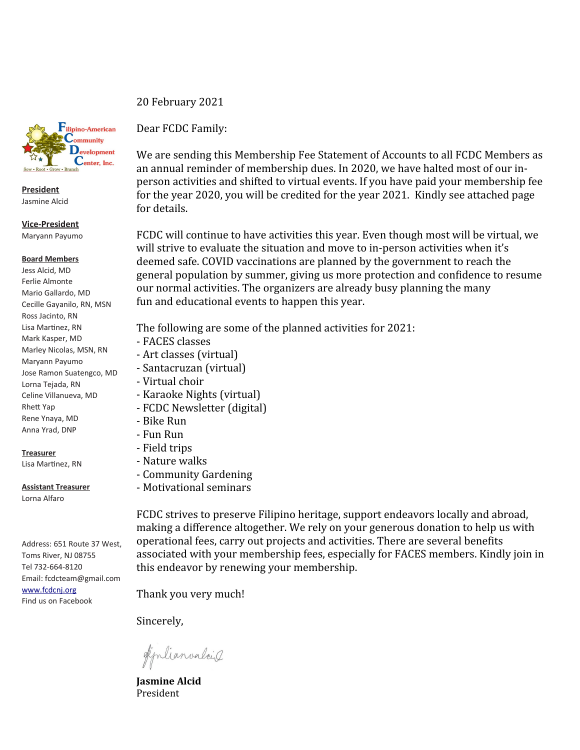Filipino-American Community Development Center, Inc.
Sow • Root • Grow • Branch

**President**
Jasmine Alcid

**Vice-President**
Maryann Payumo

**Board Members**
Jess Alcid, MD
Ferlie Almonte
Mario Gallardo, MD
Cecille Gayanilo, RN, MSN
Ross Jacinto, RN
Lisa Martinez, RN
Mark Kasper, MD
Marley Nicolas, MSN, RN
Maryann Payumo
Jose Ramon Suatengco, MD
Lorna Tejada, RN
Celine Villanueva, MD
Rhett Yap
Rene Ynaya, MD
Anna Yrad, DNP

**Treasurer**
Lisa Martinez, RN

**Assistant Treasurer**
Lorna Alfaro

Address: 651 Route 37 West, Toms River, NJ 08755
Tel 732-664-8120
Email: fcdcteam@gmail.com
www.fcdcnj.org
Find us on Facebook

20 February 2021

Dear FCDC Family:

We are sending this Membership Fee Statement of Accounts to all FCDC Members as an annual reminder of membership dues. In 2020, we have halted most of our in-person activities and shifted to virtual events. If you have paid your membership fee for the year 2020, you will be credited for the year 2021. Kindly see attached page for details.

FCDC will continue to have activities this year. Even though most will be virtual, we will strive to evaluate the situation and move to in-person activities when it's deemed safe. COVID vaccinations are planned by the government to reach the general population by summer, giving us more protection and confidence to resume our normal activities. The organizers are already busy planning the many fun and educational events to happen this year.

The following are some of the planned activities for 2021:
- FACES classes
- Art classes (virtual)
- Santacruzan (virtual)
- Virtual choir
- Karaoke Nights (virtual)
- FCDC Newsletter (digital)
- Bike Run
- Fun Run
- Field trips
- Nature walks
- Community Gardening
- Motivational seminars

FCDC strives to preserve Filipino heritage, support endeavors locally and abroad, making a difference altogether. We rely on your generous donation to help us with operational fees, carry out projects and activities. There are several benefits associated with your membership fees, especially for FACES members. Kindly join in this endeavor by renewing your membership.

Thank you very much!

Sincerely,

**Jasmine Alcid**
President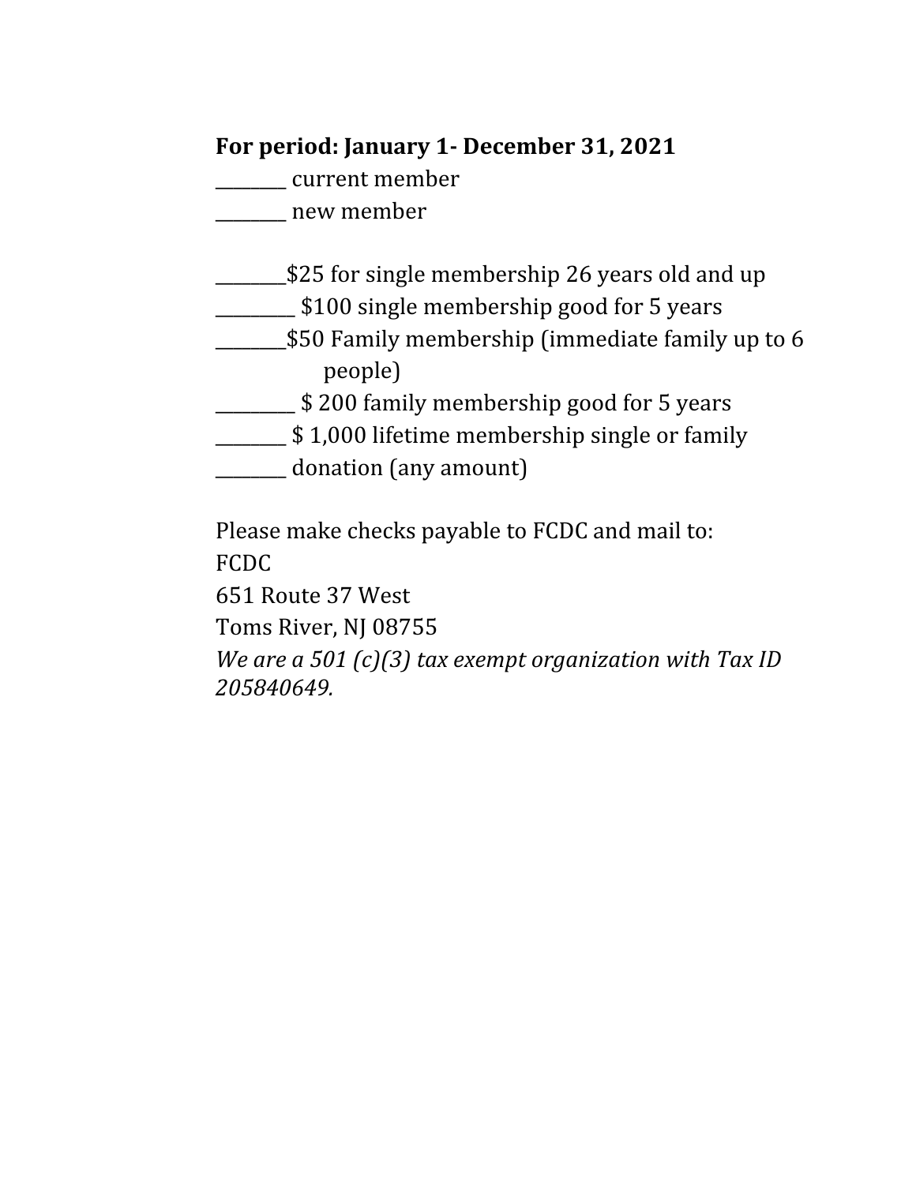**For period: January 1- December 31, 2021**

________ current member
________ new member

________$25 for single membership 26 years old and up
________ $100 single membership good for 5 years
________$50 Family membership (immediate family up to 6 people)
________ $ 200 family membership good for 5 years
________ $ 1,000 lifetime membership single or family
________ donation (any amount)

Please make checks payable to FCDC and mail to:
FCDC
651 Route 37 West
Toms River, NJ 08755
*We are a 501 (c)(3) tax exempt organization with Tax ID 205840649.*